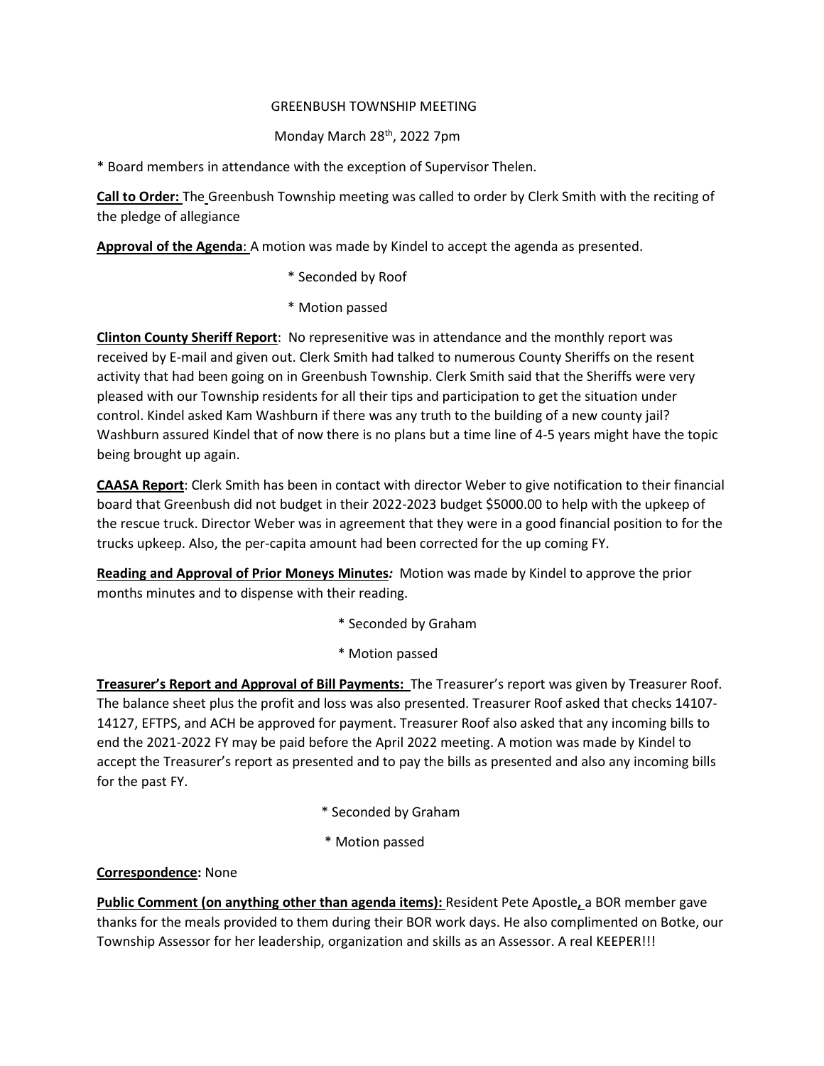GREENBUSH TOWNSHIP MEETING

Monday March 28th, 2022 7pm

* Board members in attendance with the exception of Supervisor Thelen.

**Call to Order:** The Greenbush Township meeting was called to order by Clerk Smith with the reciting of the pledge of allegiance

**Approval of the Agenda**: A motion was made by Kindel to accept the agenda as presented.

* Seconded by Roof
* Motion passed

**Clinton County Sheriff Report**: No represenitive was in attendance and the monthly report was received by E-mail and given out. Clerk Smith had talked to numerous County Sheriffs on the resent activity that had been going on in Greenbush Township. Clerk Smith said that the Sheriffs were very pleased with our Township residents for all their tips and participation to get the situation under control. Kindel asked Kam Washburn if there was any truth to the building of a new county jail? Washburn assured Kindel that of now there is no plans but a time line of 4-5 years might have the topic being brought up again.

**CAASA Report**: Clerk Smith has been in contact with director Weber to give notification to their financial board that Greenbush did not budget in their 2022-2023 budget $5000.00 to help with the upkeep of the rescue truck. Director Weber was in agreement that they were in a good financial position to for the trucks upkeep. Also, the per-capita amount had been corrected for the up coming FY.

**Reading and Approval of Prior Moneys Minutes*:*** Motion was made by Kindel to approve the prior months minutes and to dispense with their reading.

* Seconded by Graham
* Motion passed

**Treasurer's Report and Approval of Bill Payments:** The Treasurer's report was given by Treasurer Roof. The balance sheet plus the profit and loss was also presented. Treasurer Roof asked that checks 14107-14127, EFTPS, and ACH be approved for payment. Treasurer Roof also asked that any incoming bills to end the 2021-2022 FY may be paid before the April 2022 meeting. A motion was made by Kindel to accept the Treasurer's report as presented and to pay the bills as presented and also any incoming bills for the past FY.

* Seconded by Graham
* Motion passed

**Correspondence:** None

**Public Comment (on anything other than agenda items):** Resident Pete Apostle, a BOR member gave thanks for the meals provided to them during their BOR work days. He also complimented on Botke, our Township Assessor for her leadership, organization and skills as an Assessor. A real KEEPER!!!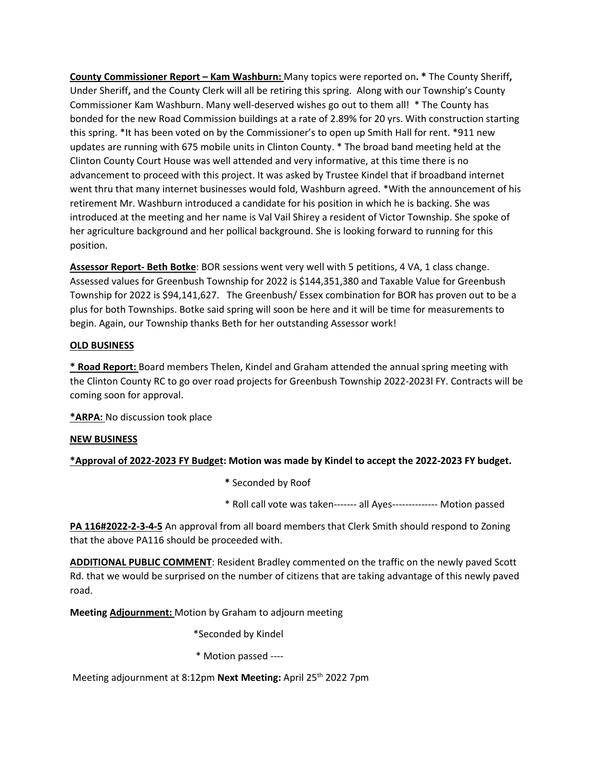**County Commissioner Report – Kam Washburn:** Many topics were reported on**. *** The County Sheriff**,** Under Sheriff**,** and the County Clerk will all be retiring this spring. Along with our Township's County Commissioner Kam Washburn. Many well-deserved wishes go out to them all! * The County has bonded for the new Road Commission buildings at a rate of 2.89% for 20 yrs. With construction starting this spring. *It has been voted on by the Commissioner's to open up Smith Hall for rent. *911 new updates are running with 675 mobile units in Clinton County. * The broad band meeting held at the Clinton County Court House was well attended and very informative, at this time there is no advancement to proceed with this project. It was asked by Trustee Kindel that if broadband internet went thru that many internet businesses would fold, Washburn agreed. *With the announcement of his retirement Mr. Washburn introduced a candidate for his position in which he is backing. She was introduced at the meeting and her name is Val Vail Shirey a resident of Victor Township. She spoke of her agriculture background and her pollical background. She is looking forward to running for this position.

**Assessor Report- Beth Botke**: BOR sessions went very well with 5 petitions, 4 VA, 1 class change. Assessed values for Greenbush Township for 2022 is $144,351,380 and Taxable Value for Greenbush Township for 2022 is $94,141,627. The Greenbush/ Essex combination for BOR has proven out to be a plus for both Townships. Botke said spring will soon be here and it will be time for measurements to begin. Again, our Township thanks Beth for her outstanding Assessor work!

**OLD BUSINESS**

*** Road Report:** Board members Thelen, Kindel and Graham attended the annual spring meeting with the Clinton County RC to go over road projects for Greenbush Township 2022-2023l FY. Contracts will be coming soon for approval.

***ARPA:** No discussion took place

**NEW BUSINESS**

***Approval of 2022-2023 FY Budget: Motion was made by Kindel to accept the 2022-2023 FY budget.**

**\*** Seconded by Roof

* Roll call vote was taken------- all Ayes-------------- Motion passed

**PA 116#2022-2-3-4-5** An approval from all board members that Clerk Smith should respond to Zoning that the above PA116 should be proceeded with.

**ADDITIONAL PUBLIC COMMENT**: Resident Bradley commented on the traffic on the newly paved Scott Rd. that we would be surprised on the number of citizens that are taking advantage of this newly paved road.

**Meeting Adjournment:** Motion by Graham to adjourn meeting

*Seconded by Kindel

* Motion passed ----

Meeting adjournment at 8:12pm **Next Meeting:** April 25th 2022 7pm